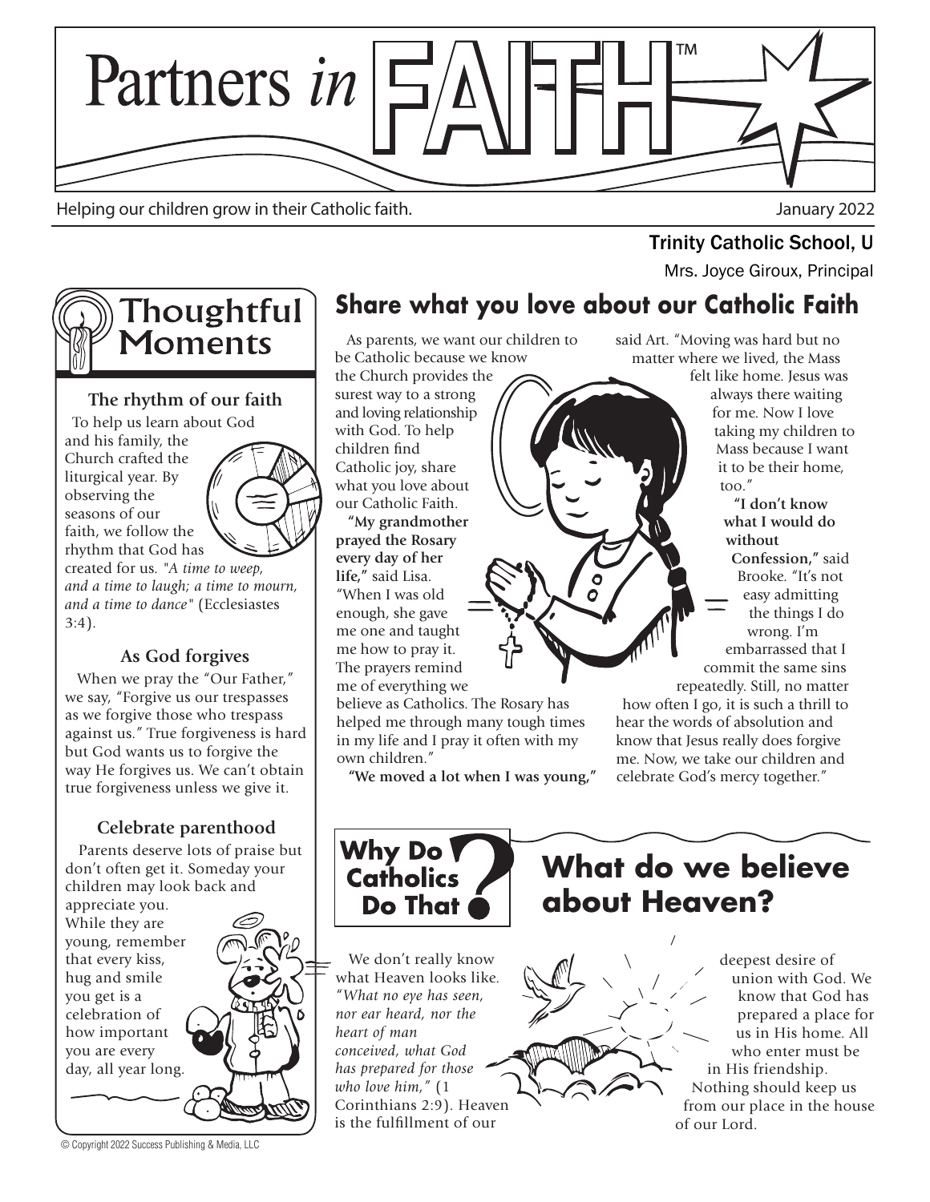# Partners *in* FAITH™

Helping our children grow in their Catholic faith.

January 2022

Trinity Catholic School, U

Mrs. Joyce Giroux, Principal

## Thoughtful Moments

### The rhythm of our faith

To help us learn about God and his family, the Church crafted the liturgical year. By observing the seasons of our faith, we follow the rhythm that God has created for us. *"A time to weep, and a time to laugh; a time to mourn, and a time to dance"* (Ecclesiastes 3:4).

### As God forgives

When we pray the "Our Father," we say, "Forgive us our trespasses as we forgive those who trespass against us." True forgiveness is hard but God wants us to forgive the way He forgives us. We can't obtain true forgiveness unless we give it.

### Celebrate parenthood

Parents deserve lots of praise but don't often get it. Someday your children may look back and appreciate you. While they are young, remember that every kiss, hug and smile you get is a celebration of how important you are every day, all year long.

## Share what you love about our Catholic Faith

As parents, we want our children to be Catholic because we know the Church provides the surest way to a strong and loving relationship with God. To help children find Catholic joy, share what you love about our Catholic Faith.

**"My grandmother prayed the Rosary every day of her life,"** said Lisa. "When I was old enough, she gave me one and taught me how to pray it. The prayers remind me of everything we believe as Catholics. The Rosary has helped me through many tough times in my life and I pray it often with my own children."

**"We moved a lot when I was young,"** said Art. "Moving was hard but no matter where we lived, the Mass felt like home. Jesus was always there waiting for me. Now I love taking my children to Mass because I want it to be their home, too."

**"I don't know what I would do without Confession,"** said Brooke. "It's not easy admitting the things I do wrong. I'm embarrassed that I commit the same sins repeatedly. Still, no matter how often I go, it is such a thrill to hear the words of absolution and know that Jesus really does forgive me. Now, we take our children and celebrate God's mercy together."

## Why Do Catholics Do That?

## What do we believe about Heaven?

We don't really know what Heaven looks like. "*What no eye has seen, nor ear heard, nor the heart of man conceived, what God has prepared for those who love him,*" (1 Corinthians 2:9). Heaven is the fulfillment of our deepest desire of union with God. We know that God has prepared a place for us in His home. All who enter must be in His friendship. Nothing should keep us from our place in the house of our Lord.

© Copyright 2022 Success Publishing & Media, LLC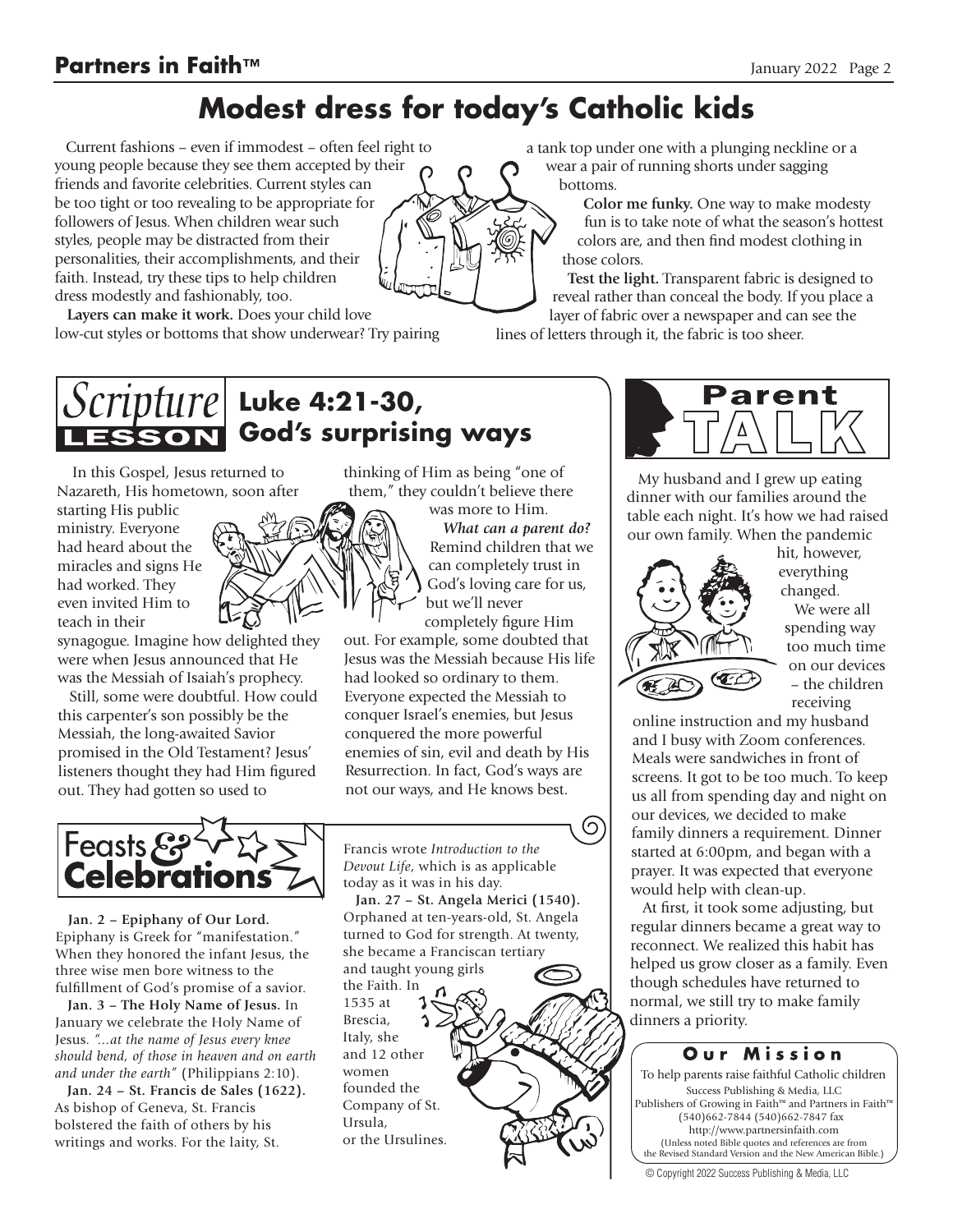／# Modest dress for today's Catholic kids

Current fashions – even if immodest – often feel right to young people because they see them accepted by their friends and favorite celebrities. Current styles can be too tight or too revealing to be appropriate for followers of Jesus. When children wear such styles, people may be distracted from their personalities, their accomplishments, and their faith. Instead, try these tips to help children dress modestly and fashionably, too.

**Layers can make it work.** Does your child love low-cut styles or bottoms that show underwear? Try pairing a tank top under one with a plunging neckline or a wear a pair of running shorts under sagging bottoms.

**Color me funky.** One way to make modesty fun is to take note of what the season's hottest colors are, and then find modest clothing in those colors.

**Test the light.** Transparent fabric is designed to reveal rather than conceal the body. If you place a layer of fabric over a newspaper and can see the lines of letters through it, the fabric is too sheer.

## Scripture Lesson: Luke 4:21-30, God's surprising ways

In this Gospel, Jesus returned to Nazareth, His hometown, soon after starting His public ministry. Everyone had heard about the miracles and signs He had worked. They even invited Him to teach in their synagogue. Imagine how delighted they were when Jesus announced that He was the Messiah of Isaiah's prophecy.

Still, some were doubtful. How could this carpenter's son possibly be the Messiah, the long-awaited Savior promised in the Old Testament? Jesus' listeners thought they had Him figured out. They had gotten so used to thinking of Him as being "one of them," they couldn't believe there was more to Him.

***What can a parent do?*** Remind children that we can completely trust in God's loving care for us, but we'll never completely figure Him out. For example, some doubted that Jesus was the Messiah because His life had looked so ordinary to them. Everyone expected the Messiah to conquer Israel's enemies, but Jesus conquered the more powerful enemies of sin, evil and death by His Resurrection. In fact, God's ways are not our ways, and He knows best.

## Parent Talk

My husband and I grew up eating dinner with our families around the table each night. It's how we had raised our own family. When the pandemic hit, however, everything changed.

We were all spending way too much time on our devices – the children receiving online instruction and my husband and I busy with Zoom conferences. Meals were sandwiches in front of screens. It got to be too much. To keep us all from spending day and night on our devices, we decided to make family dinners a requirement. Dinner started at 6:00pm, and began with a prayer. It was expected that everyone would help with clean-up.

At first, it took some adjusting, but regular dinners became a great way to reconnect. We realized this habit has helped us grow closer as a family. Even though schedules have returned to normal, we still try to make family dinners a priority.

## Feasts & Celebrations

**Jan. 2 – Epiphany of Our Lord.** Epiphany is Greek for "manifestation." When they honored the infant Jesus, the three wise men bore witness to the fulfillment of God's promise of a savior.

**Jan. 3 – The Holy Name of Jesus.** In January we celebrate the Holy Name of Jesus. *"...at the name of Jesus every knee should bend, of those in heaven and on earth and under the earth"* (Philippians 2:10).

**Jan. 24 – St. Francis de Sales (1622).** As bishop of Geneva, St. Francis bolstered the faith of others by his writings and works. For the laity, St. Francis wrote *Introduction to the Devout Life*, which is as applicable today as it was in his day.

**Jan. 27 – St. Angela Merici (1540).** Orphaned at ten-years-old, St. Angela turned to God for strength. At twenty, she became a Franciscan tertiary and taught young girls the Faith. In 1535 at Brescia, Italy, she and 12 other women founded the Company of St. Ursula, or the Ursulines.

### Our Mission

To help parents raise faithful Catholic children

Success Publishing & Media, LLC
Publishers of Growing in Faith™ and Partners in Faith™
(540)662-7844 (540)662-7847 fax
http://www.partnersinfaith.com
(Unless noted Bible quotes and references are from the Revised Standard Version and the New American Bible.)

© Copyright 2022 Success Publishing & Media, LLC